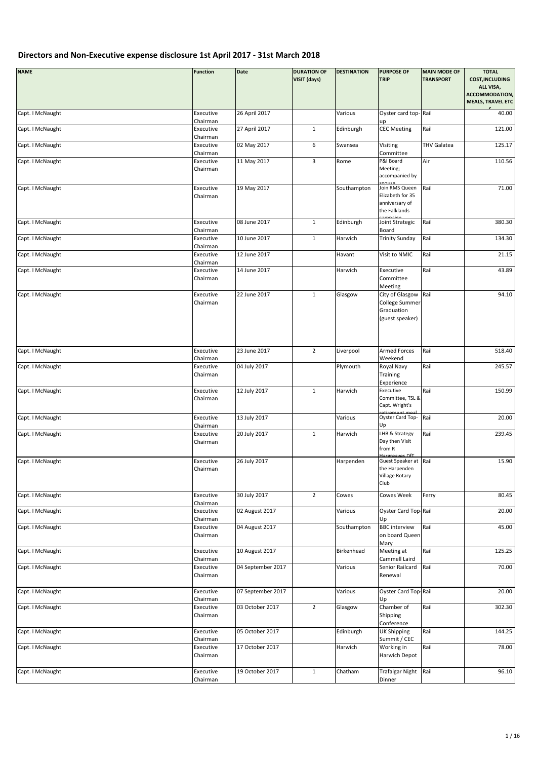# Directors and Non-Executive expense disclosure 1st April 2017 - 31st March 2018

| NAME | Function | Date | DURATION OF VISIT (days) | DESTINATION | PURPOSE OF TRIP | MAIN MODE OF TRANSPORT | TOTAL COST,INCLUDING ALL VISA, ACCOMMODATION, MEALS, TRAVEL ETC £ |
|---|---|---|---|---|---|---|---|
| Capt. I McNaught | Executive Chairman | 26 April 2017 | | Various | Oyster card top-up | Rail | 40.00 |
| Capt. I McNaught | Executive Chairman | 27 April 2017 | 1 | Edinburgh | CEC Meeting | Rail | 121.00 |
| Capt. I McNaught | Executive Chairman | 02 May 2017 | 6 | Swansea | Visiting Committee | THV Galatea | 125.17 |
| Capt. I McNaught | Executive Chairman | 11 May 2017 | 3 | Rome | P&I Board Meeting; accompanied by spouse | Air | 110.56 |
| Capt. I McNaught | Executive Chairman | 19 May 2017 | | Southampton | Join RMS Queen Elizabeth for 35 anniversary of the Falklands campaign | Rail | 71.00 |
| Capt. I McNaught | Executive Chairman | 08 June 2017 | 1 | Edinburgh | Joint Strategic Board | Rail | 380.30 |
| Capt. I McNaught | Executive Chairman | 10 June 2017 | 1 | Harwich | Trinity Sunday | Rail | 134.30 |
| Capt. I McNaught | Executive Chairman | 12 June 2017 | | Havant | Visit to NMIC | Rail | 21.15 |
| Capt. I McNaught | Executive Chairman | 14 June 2017 | | Harwich | Executive Committee Meeting | Rail | 43.89 |
| Capt. I McNaught | Executive Chairman | 22 June 2017 | 1 | Glasgow | City of Glasgow College Summer Graduation (guest speaker) | Rail | 94.10 |
| Capt. I McNaught | Executive Chairman | 23 June 2017 | 2 | Liverpool | Armed Forces Weekend | Rail | 518.40 |
| Capt. I McNaught | Executive Chairman | 04 July 2017 | | Plymouth | Royal Navy Training Experience | Rail | 245.57 |
| Capt. I McNaught | Executive Chairman | 12 July 2017 | 1 | Harwich | Executive Committee, TSL & Capt. Wright's retirement meal | Rail | 150.99 |
| Capt. I McNaught | Executive Chairman | 13 July 2017 | | Various | Oyster Card Top-Up | Rail | 20.00 |
| Capt. I McNaught | Executive Chairman | 20 July 2017 | 1 | Harwich | LHB & Strategy Day then Visit from R Hargreaves DfT | Rail | 239.45 |
| Capt. I McNaught | Executive Chairman | 26 July 2017 | | Harpenden | Guest Speaker at the Harpenden Village Rotary Club | Rail | 15.90 |
| Capt. I McNaught | Executive Chairman | 30 July 2017 | 2 | Cowes | Cowes Week | Ferry | 80.45 |
| Capt. I McNaught | Executive Chairman | 02 August 2017 | | Various | Oyster Card Top-Up | Rail | 20.00 |
| Capt. I McNaught | Executive Chairman | 04 August 2017 | | Southampton | BBC interview on board Queen Mary | Rail | 45.00 |
| Capt. I McNaught | Executive Chairman | 10 August 2017 | | Birkenhead | Meeting at Cammell Laird | Rail | 125.25 |
| Capt. I McNaught | Executive Chairman | 04 September 2017 | | Various | Senior Railcard Renewal | Rail | 70.00 |
| Capt. I McNaught | Executive Chairman | 07 September 2017 | | Various | Oyster Card Top-Up | Rail | 20.00 |
| Capt. I McNaught | Executive Chairman | 03 October 2017 | 2 | Glasgow | Chamber of Shipping Conference | Rail | 302.30 |
| Capt. I McNaught | Executive Chairman | 05 October 2017 | | Edinburgh | UK Shipping Summit / CEC | Rail | 144.25 |
| Capt. I McNaught | Executive Chairman | 17 October 2017 | | Harwich | Working in Harwich Depot | Rail | 78.00 |
| Capt. I McNaught | Executive Chairman | 19 October 2017 | 1 | Chatham | Trafalgar Night Dinner | Rail | 96.10 |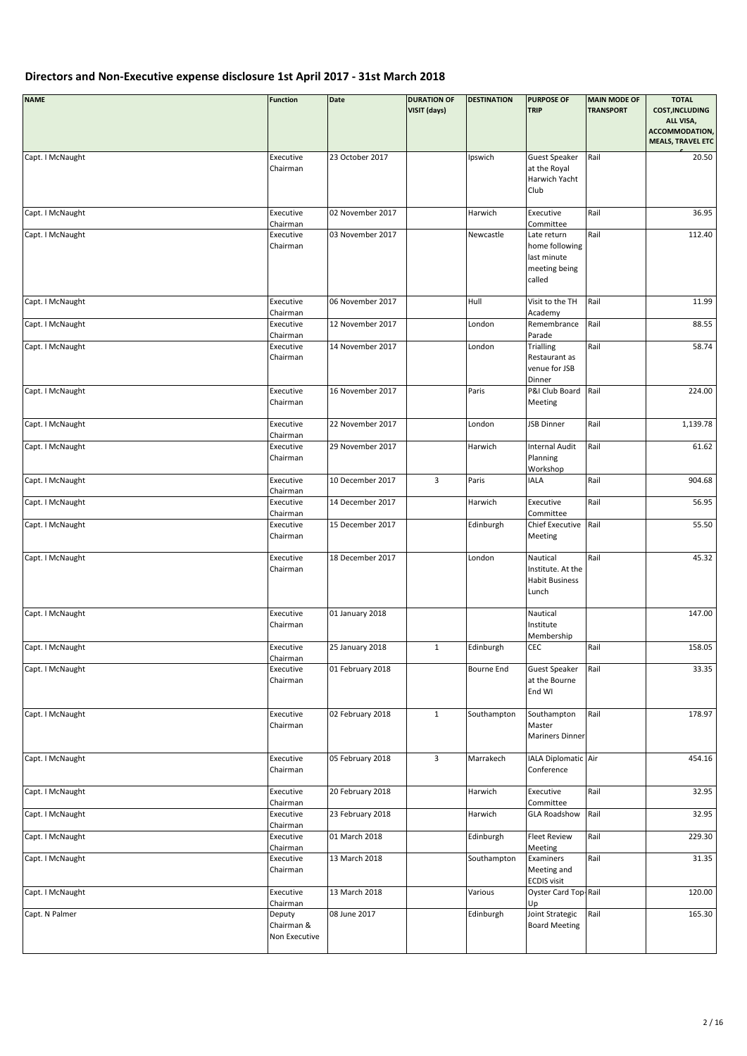## Directors and Non-Executive expense disclosure 1st April 2017 - 31st March 2018

| NAME | Function | Date | DURATION OF VISIT (days) | DESTINATION | PURPOSE OF TRIP | MAIN MODE OF TRANSPORT | TOTAL COST,INCLUDING ALL VISA, ACCOMMODATION, MEALS, TRAVEL ETC £ |
|---|---|---|---|---|---|---|---|
| Capt. I McNaught | Executive Chairman | 23 October 2017 | | Ipswich | Guest Speaker at the Royal Harwich Yacht Club | Rail | 20.50 |
| Capt. I McNaught | Executive Chairman | 02 November 2017 | | Harwich | Executive Committee | Rail | 36.95 |
| Capt. I McNaught | Executive Chairman | 03 November 2017 | | Newcastle | Late return home following last minute meeting being called | Rail | 112.40 |
| Capt. I McNaught | Executive Chairman | 06 November 2017 | | Hull | Visit to the TH Academy | Rail | 11.99 |
| Capt. I McNaught | Executive Chairman | 12 November 2017 | | London | Remembrance Parade | Rail | 88.55 |
| Capt. I McNaught | Executive Chairman | 14 November 2017 | | London | Trialling Restaurant as venue for JSB Dinner | Rail | 58.74 |
| Capt. I McNaught | Executive Chairman | 16 November 2017 | | Paris | P&I Club Board Meeting | Rail | 224.00 |
| Capt. I McNaught | Executive Chairman | 22 November 2017 | | London | JSB Dinner | Rail | 1,139.78 |
| Capt. I McNaught | Executive Chairman | 29 November 2017 | | Harwich | Internal Audit Planning Workshop | Rail | 61.62 |
| Capt. I McNaught | Executive Chairman | 10 December 2017 | 3 | Paris | IALA | Rail | 904.68 |
| Capt. I McNaught | Executive Chairman | 14 December 2017 | | Harwich | Executive Committee | Rail | 56.95 |
| Capt. I McNaught | Executive Chairman | 15 December 2017 | | Edinburgh | Chief Executive Meeting | Rail | 55.50 |
| Capt. I McNaught | Executive Chairman | 18 December 2017 | | London | Nautical Institute. At the Habit Business Lunch | Rail | 45.32 |
| Capt. I McNaught | Executive Chairman | 01 January 2018 | | | Nautical Institute Membership | | 147.00 |
| Capt. I McNaught | Executive Chairman | 25 January 2018 | 1 | Edinburgh | CEC | Rail | 158.05 |
| Capt. I McNaught | Executive Chairman | 01 February 2018 | | Bourne End | Guest Speaker at the Bourne End WI | Rail | 33.35 |
| Capt. I McNaught | Executive Chairman | 02 February 2018 | 1 | Southampton | Southampton Master Mariners Dinner | Rail | 178.97 |
| Capt. I McNaught | Executive Chairman | 05 February 2018 | 3 | Marrakech | IALA Diplomatic Conference | Air | 454.16 |
| Capt. I McNaught | Executive Chairman | 20 February 2018 | | Harwich | Executive Committee | Rail | 32.95 |
| Capt. I McNaught | Executive Chairman | 23 February 2018 | | Harwich | GLA Roadshow | Rail | 32.95 |
| Capt. I McNaught | Executive Chairman | 01 March 2018 | | Edinburgh | Fleet Review Meeting | Rail | 229.30 |
| Capt. I McNaught | Executive Chairman | 13 March 2018 | | Southampton | Examiners Meeting and ECDIS visit | Rail | 31.35 |
| Capt. I McNaught | Executive Chairman | 13 March 2018 | | Various | Oyster Card Top-Up | Rail | 120.00 |
| Capt. N Palmer | Deputy Chairman & Non Executive | 08 June 2017 | | Edinburgh | Joint Strategic Board Meeting | Rail | 165.30 |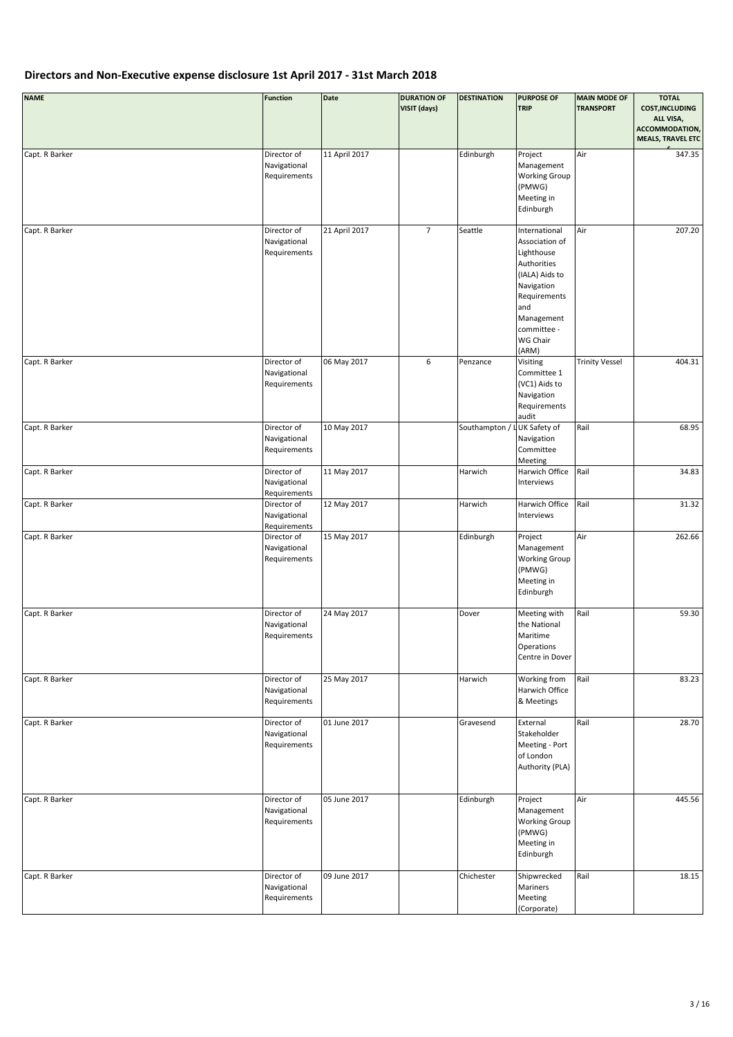## Directors and Non-Executive expense disclosure 1st April 2017 - 31st March 2018

| NAME | Function | Date | DURATION OF VISIT (days) | DESTINATION | PURPOSE OF TRIP | MAIN MODE OF TRANSPORT | TOTAL COST,INCLUDING ALL VISA, ACCOMMODATION, MEALS, TRAVEL ETC |
|---|---|---|---|---|---|---|---|
| Capt. R Barker | Director of Navigational Requirements | 11 April 2017 | | Edinburgh | Project Management Working Group (PMWG) Meeting in Edinburgh | Air | 347.35 |
| Capt. R Barker | Director of Navigational Requirements | 21 April 2017 | 7 | Seattle | International Association of Lighthouse Authorities (IALA) Aids to Navigation Requirements and Management committee - WG Chair (ARM) | Air | 207.20 |
| Capt. R Barker | Director of Navigational Requirements | 06 May 2017 | 6 | Penzance | Visiting Committee 1 (VC1) Aids to Navigation Requirements audit | Trinity Vessel | 404.31 |
| Capt. R Barker | Director of Navigational Requirements | 10 May 2017 | | Southampton / L | UK Safety of Navigation Committee Meeting | Rail | 68.95 |
| Capt. R Barker | Director of Navigational Requirements | 11 May 2017 | | Harwich | Harwich Office Interviews | Rail | 34.83 |
| Capt. R Barker | Director of Navigational Requirements | 12 May 2017 | | Harwich | Harwich Office Interviews | Rail | 31.32 |
| Capt. R Barker | Director of Navigational Requirements | 15 May 2017 | | Edinburgh | Project Management Working Group (PMWG) Meeting in Edinburgh | Air | 262.66 |
| Capt. R Barker | Director of Navigational Requirements | 24 May 2017 | | Dover | Meeting with the National Maritime Operations Centre in Dover | Rail | 59.30 |
| Capt. R Barker | Director of Navigational Requirements | 25 May 2017 | | Harwich | Working from Harwich Office & Meetings | Rail | 83.23 |
| Capt. R Barker | Director of Navigational Requirements | 01 June 2017 | | Gravesend | External Stakeholder Meeting - Port of London Authority (PLA) | Rail | 28.70 |
| Capt. R Barker | Director of Navigational Requirements | 05 June 2017 | | Edinburgh | Project Management Working Group (PMWG) Meeting in Edinburgh | Air | 445.56 |
| Capt. R Barker | Director of Navigational Requirements | 09 June 2017 | | Chichester | Shipwrecked Mariners Meeting (Corporate) | Rail | 18.15 |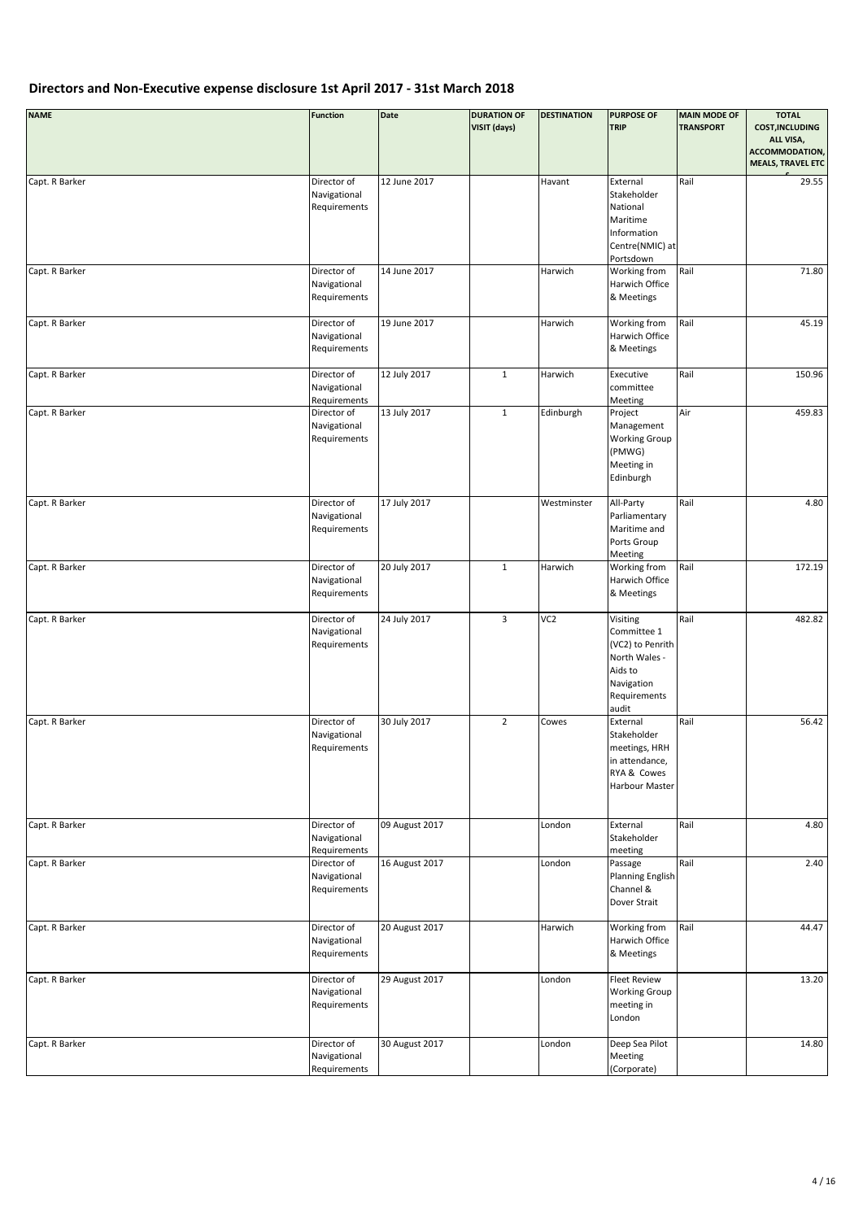# Directors and Non-Executive expense disclosure 1st April 2017 - 31st March 2018

| NAME | Function | Date | DURATION OF VISIT (days) | DESTINATION | PURPOSE OF TRIP | MAIN MODE OF TRANSPORT | TOTAL COST,INCLUDING ALL VISA, ACCOMMODATION, MEALS, TRAVEL ETC £ |
|---|---|---|---|---|---|---|---|
| Capt. R Barker | Director of Navigational Requirements | 12 June 2017 | | Havant | External Stakeholder National Maritime Information Centre(NMIC) at Portsdown | Rail | 29.55 |
| Capt. R Barker | Director of Navigational Requirements | 14 June 2017 | | Harwich | Working from Harwich Office & Meetings | Rail | 71.80 |
| Capt. R Barker | Director of Navigational Requirements | 19 June 2017 | | Harwich | Working from Harwich Office & Meetings | Rail | 45.19 |
| Capt. R Barker | Director of Navigational Requirements | 12 July 2017 | 1 | Harwich | Executive committee Meeting | Rail | 150.96 |
| Capt. R Barker | Director of Navigational Requirements | 13 July 2017 | 1 | Edinburgh | Project Management Working Group (PMWG) Meeting in Edinburgh | Air | 459.83 |
| Capt. R Barker | Director of Navigational Requirements | 17 July 2017 | | Westminster | All-Party Parliamentary Maritime and Ports Group Meeting | Rail | 4.80 |
| Capt. R Barker | Director of Navigational Requirements | 20 July 2017 | 1 | Harwich | Working from Harwich Office & Meetings | Rail | 172.19 |
| Capt. R Barker | Director of Navigational Requirements | 24 July 2017 | 3 | VC2 | Visiting Committee 1 (VC2) to Penrith North Wales - Aids to Navigation Requirements audit | Rail | 482.82 |
| Capt. R Barker | Director of Navigational Requirements | 30 July 2017 | 2 | Cowes | External Stakeholder meetings, HRH in attendance, RYA & Cowes Harbour Master | Rail | 56.42 |
| Capt. R Barker | Director of Navigational Requirements | 09 August 2017 | | London | External Stakeholder meeting | Rail | 4.80 |
| Capt. R Barker | Director of Navigational Requirements | 16 August 2017 | | London | Passage Planning English Channel & Dover Strait | Rail | 2.40 |
| Capt. R Barker | Director of Navigational Requirements | 20 August 2017 | | Harwich | Working from Harwich Office & Meetings | Rail | 44.47 |
| Capt. R Barker | Director of Navigational Requirements | 29 August 2017 | | London | Fleet Review Working Group meeting in London | | 13.20 |
| Capt. R Barker | Director of Navigational Requirements | 30 August 2017 | | London | Deep Sea Pilot Meeting (Corporate) | | 14.80 |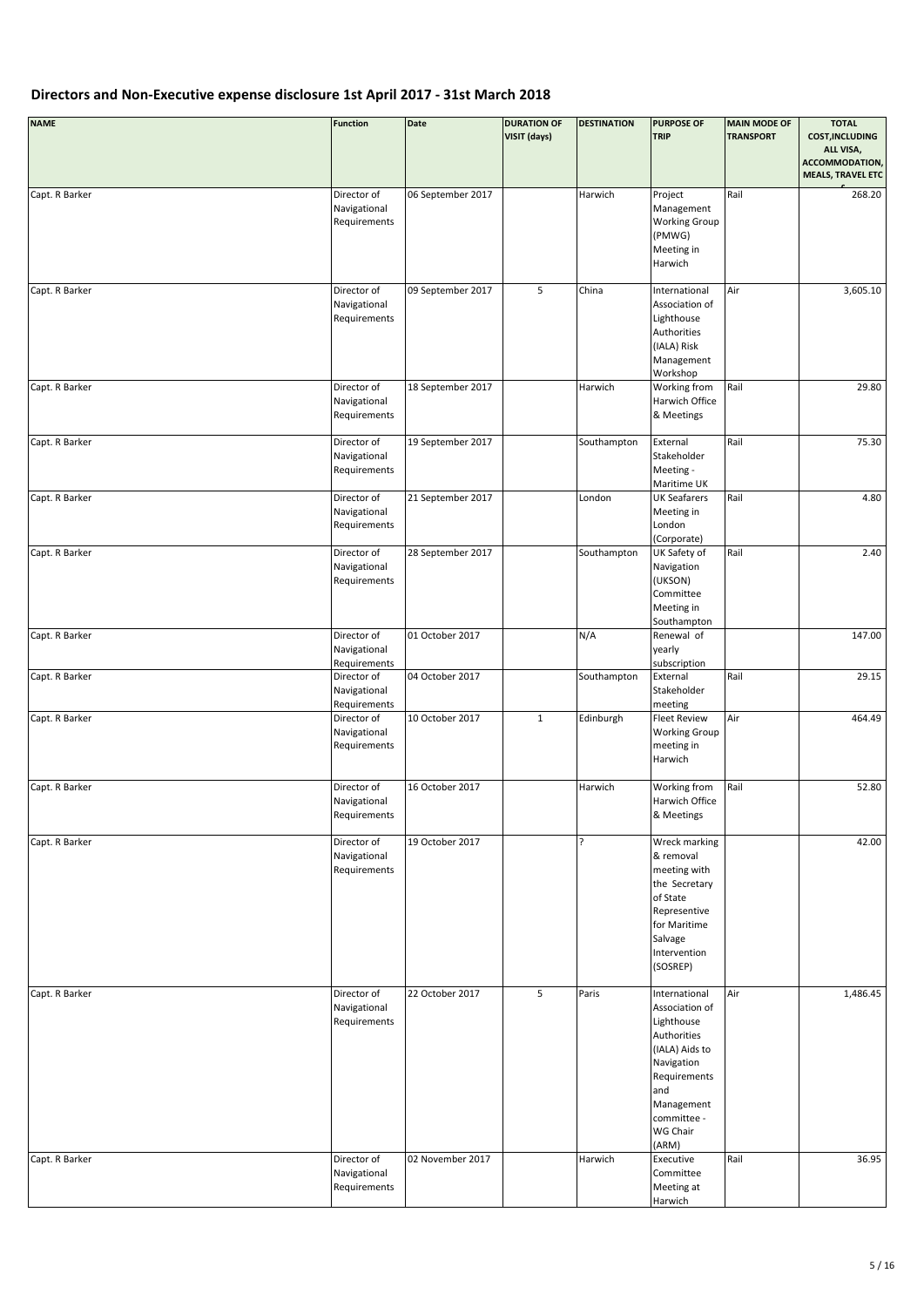## Directors and Non-Executive expense disclosure 1st April 2017 - 31st March 2018

| NAME | Function | Date | DURATION OF VISIT (days) | DESTINATION | PURPOSE OF TRIP | MAIN MODE OF TRANSPORT | TOTAL COST,INCLUDING ALL VISA, ACCOMMODATION, MEALS, TRAVEL ETC £ |
|---|---|---|---|---|---|---|---|
| Capt. R Barker | Director of Navigational Requirements | 06 September 2017 | | Harwich | Project Management Working Group (PMWG) Meeting in Harwich | Rail | 268.20 |
| Capt. R Barker | Director of Navigational Requirements | 09 September 2017 | 5 | China | International Association of Lighthouse Authorities (IALA) Risk Management Workshop | Air | 3,605.10 |
| Capt. R Barker | Director of Navigational Requirements | 18 September 2017 | | Harwich | Working from Harwich Office & Meetings | Rail | 29.80 |
| Capt. R Barker | Director of Navigational Requirements | 19 September 2017 | | Southampton | External Stakeholder Meeting - Maritime UK | Rail | 75.30 |
| Capt. R Barker | Director of Navigational Requirements | 21 September 2017 | | London | UK Seafarers Meeting in London (Corporate) | Rail | 4.80 |
| Capt. R Barker | Director of Navigational Requirements | 28 September 2017 | | Southampton | UK Safety of Navigation (UKSON) Committee Meeting in Southampton | Rail | 2.40 |
| Capt. R Barker | Director of Navigational Requirements | 01 October 2017 | | N/A | Renewal of yearly subscription | | 147.00 |
| Capt. R Barker | Director of Navigational Requirements | 04 October 2017 | | Southampton | External Stakeholder meeting | Rail | 29.15 |
| Capt. R Barker | Director of Navigational Requirements | 10 October 2017 | 1 | Edinburgh | Fleet Review Working Group meeting in Harwich | Air | 464.49 |
| Capt. R Barker | Director of Navigational Requirements | 16 October 2017 | | Harwich | Working from Harwich Office & Meetings | Rail | 52.80 |
| Capt. R Barker | Director of Navigational Requirements | 19 October 2017 | | ? | Wreck marking & removal meeting with the Secretary of State Representive for Maritime Salvage Intervention (SOSREP) | | 42.00 |
| Capt. R Barker | Director of Navigational Requirements | 22 October 2017 | 5 | Paris | International Association of Lighthouse Authorities (IALA) Aids to Navigation Requirements and Management committee - WG Chair (ARM) | Air | 1,486.45 |
| Capt. R Barker | Director of Navigational Requirements | 02 November 2017 | | Harwich | Executive Committee Meeting at Harwich | Rail | 36.95 |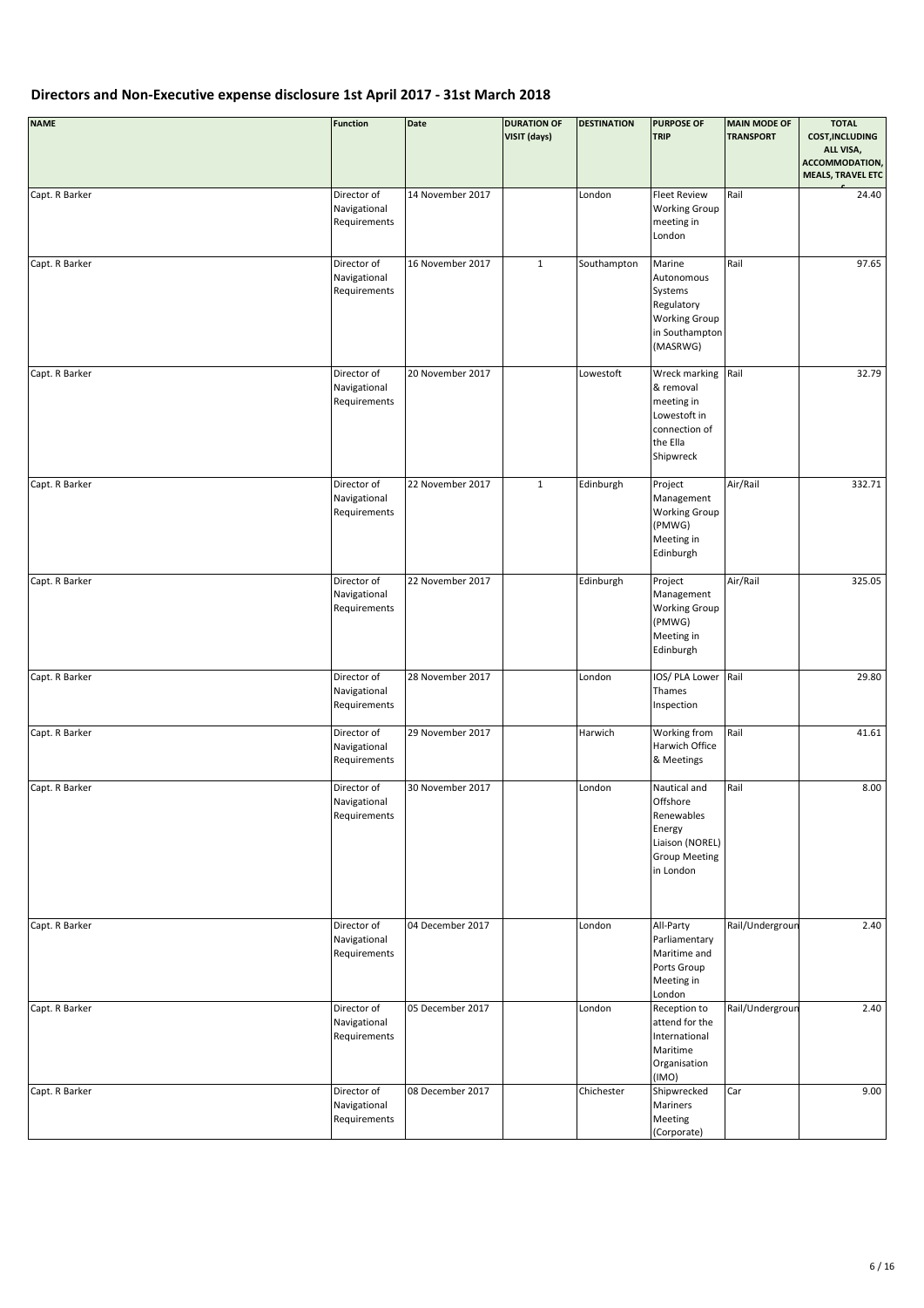## Directors and Non-Executive expense disclosure 1st April 2017 - 31st March 2018

| NAME | Function | Date | DURATION OF VISIT (days) | DESTINATION | PURPOSE OF TRIP | MAIN MODE OF TRANSPORT | TOTAL COST,INCLUDING ALL VISA, ACCOMMODATION, MEALS, TRAVEL ETC £ |
|---|---|---|---|---|---|---|---|
| Capt. R Barker | Director of Navigational Requirements | 14 November 2017 | | London | Fleet Review Working Group meeting in London | Rail | 24.40 |
| Capt. R Barker | Director of Navigational Requirements | 16 November 2017 | 1 | Southampton | Marine Autonomous Systems Regulatory Working Group in Southampton (MASRWG) | Rail | 97.65 |
| Capt. R Barker | Director of Navigational Requirements | 20 November 2017 | | Lowestoft | Wreck marking & removal meeting in Lowestoft in connection of the Ella Shipwreck | Rail | 32.79 |
| Capt. R Barker | Director of Navigational Requirements | 22 November 2017 | 1 | Edinburgh | Project Management Working Group (PMWG) Meeting in Edinburgh | Air/Rail | 332.71 |
| Capt. R Barker | Director of Navigational Requirements | 22 November 2017 | | Edinburgh | Project Management Working Group (PMWG) Meeting in Edinburgh | Air/Rail | 325.05 |
| Capt. R Barker | Director of Navigational Requirements | 28 November 2017 | | London | IOS/ PLA Lower Thames Inspection | Rail | 29.80 |
| Capt. R Barker | Director of Navigational Requirements | 29 November 2017 | | Harwich | Working from Harwich Office & Meetings | Rail | 41.61 |
| Capt. R Barker | Director of Navigational Requirements | 30 November 2017 | | London | Nautical and Offshore Renewables Energy Liaison (NOREL) Group Meeting in London | Rail | 8.00 |
| Capt. R Barker | Director of Navigational Requirements | 04 December 2017 | | London | All-Party Parliamentary Maritime and Ports Group Meeting in London | Rail/Undergroun | 2.40 |
| Capt. R Barker | Director of Navigational Requirements | 05 December 2017 | | London | Reception to attend for the International Maritime Organisation (IMO) | Rail/Undergroun | 2.40 |
| Capt. R Barker | Director of Navigational Requirements | 08 December 2017 | | Chichester | Shipwrecked Mariners Meeting (Corporate) | Car | 9.00 |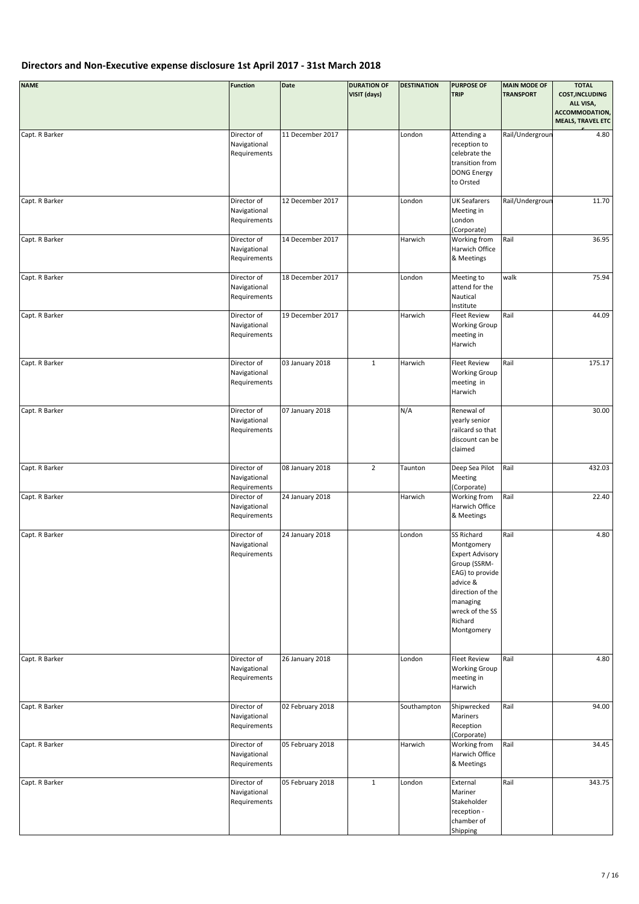## Directors and Non-Executive expense disclosure 1st April 2017 - 31st March 2018

| NAME | Function | Date | DURATION OF VISIT (days) | DESTINATION | PURPOSE OF TRIP | MAIN MODE OF TRANSPORT | TOTAL COST,INCLUDING ALL VISA, ACCOMMODATION, MEALS, TRAVEL ETC £ |
|---|---|---|---|---|---|---|---|
| Capt. R Barker | Director of Navigational Requirements | 11 December 2017 | | London | Attending a reception to celebrate the transition from DONG Energy to Orsted | Rail/Undergroun | 4.80 |
| Capt. R Barker | Director of Navigational Requirements | 12 December 2017 | | London | UK Seafarers Meeting in London (Corporate) | Rail/Undergroun | 11.70 |
| Capt. R Barker | Director of Navigational Requirements | 14 December 2017 | | Harwich | Working from Harwich Office & Meetings | Rail | 36.95 |
| Capt. R Barker | Director of Navigational Requirements | 18 December 2017 | | London | Meeting to attend for the Nautical Institute | walk | 75.94 |
| Capt. R Barker | Director of Navigational Requirements | 19 December 2017 | | Harwich | Fleet Review Working Group meeting in Harwich | Rail | 44.09 |
| Capt. R Barker | Director of Navigational Requirements | 03 January 2018 | 1 | Harwich | Fleet Review Working Group meeting in Harwich | Rail | 175.17 |
| Capt. R Barker | Director of Navigational Requirements | 07 January 2018 | | N/A | Renewal of yearly senior railcard so that discount can be claimed | | 30.00 |
| Capt. R Barker | Director of Navigational Requirements | 08 January 2018 | 2 | Taunton | Deep Sea Pilot Meeting (Corporate) | Rail | 432.03 |
| Capt. R Barker | Director of Navigational Requirements | 24 January 2018 | | Harwich | Working from Harwich Office & Meetings | Rail | 22.40 |
| Capt. R Barker | Director of Navigational Requirements | 24 January 2018 | | London | SS Richard Montgomery Expert Advisory Group (SSRM-EAG) to provide advice & direction of the managing wreck of the SS Richard Montgomery | Rail | 4.80 |
| Capt. R Barker | Director of Navigational Requirements | 26 January 2018 | | London | Fleet Review Working Group meeting in Harwich | Rail | 4.80 |
| Capt. R Barker | Director of Navigational Requirements | 02 February 2018 | | Southampton | Shipwrecked Mariners Reception (Corporate) | Rail | 94.00 |
| Capt. R Barker | Director of Navigational Requirements | 05 February 2018 | | Harwich | Working from Harwich Office & Meetings | Rail | 34.45 |
| Capt. R Barker | Director of Navigational Requirements | 05 February 2018 | 1 | London | External Mariner Stakeholder reception - chamber of Shipping | Rail | 343.75 |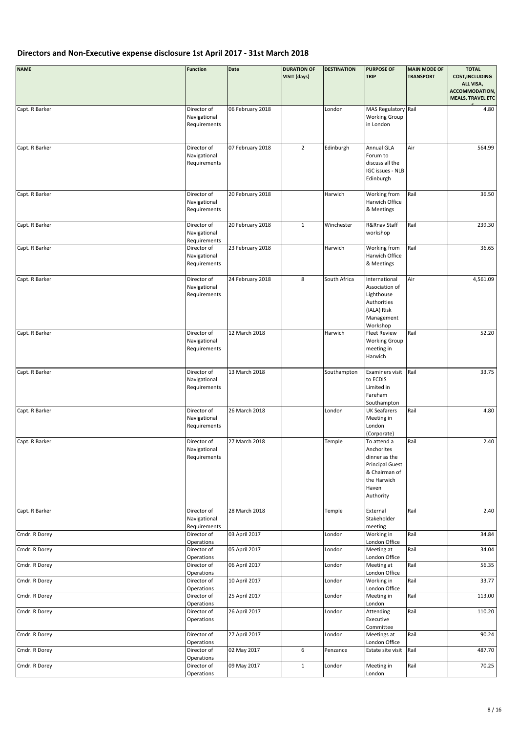## Directors and Non-Executive expense disclosure 1st April 2017 - 31st March 2018

| NAME | Function | Date | DURATION OF VISIT (days) | DESTINATION | PURPOSE OF TRIP | MAIN MODE OF TRANSPORT | TOTAL COST,INCLUDING ALL VISA, ACCOMMODATION, MEALS, TRAVEL ETC £ |
|---|---|---|---|---|---|---|---|
| Capt. R Barker | Director of Navigational Requirements | 06 February 2018 | | London | MAS Regulatory Working Group in London | Rail | 4.80 |
| Capt. R Barker | Director of Navigational Requirements | 07 February 2018 | 2 | Edinburgh | Annual GLA Forum to discuss all the IGC issues - NLB Edinburgh | Air | 564.99 |
| Capt. R Barker | Director of Navigational Requirements | 20 February 2018 | | Harwich | Working from Harwich Office & Meetings | Rail | 36.50 |
| Capt. R Barker | Director of Navigational Requirements | 20 February 2018 | 1 | Winchester | R&Rnav Staff workshop | Rail | 239.30 |
| Capt. R Barker | Director of Navigational Requirements | 23 February 2018 | | Harwich | Working from Harwich Office & Meetings | Rail | 36.65 |
| Capt. R Barker | Director of Navigational Requirements | 24 February 2018 | 8 | South Africa | International Association of Lighthouse Authorities (IALA) Risk Management Workshop | Air | 4,561.09 |
| Capt. R Barker | Director of Navigational Requirements | 12 March 2018 | | Harwich | Fleet Review Working Group meeting in Harwich | Rail | 52.20 |
| Capt. R Barker | Director of Navigational Requirements | 13 March 2018 | | Southampton | Examiners visit to ECDIS Limited in Fareham Southampton | Rail | 33.75 |
| Capt. R Barker | Director of Navigational Requirements | 26 March 2018 | | London | UK Seafarers Meeting in London (Corporate) | Rail | 4.80 |
| Capt. R Barker | Director of Navigational Requirements | 27 March 2018 | | Temple | To attend a Anchorites dinner as the Principal Guest & Chairman of the Harwich Haven Authority | Rail | 2.40 |
| Capt. R Barker | Director of Navigational Requirements | 28 March 2018 | | Temple | External Stakeholder meeting | Rail | 2.40 |
| Cmdr. R Dorey | Director of Operations | 03 April 2017 | | London | Working in London Office | Rail | 34.84 |
| Cmdr. R Dorey | Director of Operations | 05 April 2017 | | London | Meeting at London Office | Rail | 34.04 |
| Cmdr. R Dorey | Director of Operations | 06 April 2017 | | London | Meeting at London Office | Rail | 56.35 |
| Cmdr. R Dorey | Director of Operations | 10 April 2017 | | London | Working in London Office | Rail | 33.77 |
| Cmdr. R Dorey | Director of Operations | 25 April 2017 | | London | Meeting in London | Rail | 113.00 |
| Cmdr. R Dorey | Director of Operations | 26 April 2017 | | London | Attending Executive Committee | Rail | 110.20 |
| Cmdr. R Dorey | Director of Operations | 27 April 2017 | | London | Meetings at London Office | Rail | 90.24 |
| Cmdr. R Dorey | Director of Operations | 02 May 2017 | 6 | Penzance | Estate site visit | Rail | 487.70 |
| Cmdr. R Dorey | Director of Operations | 09 May 2017 | 1 | London | Meeting in London | Rail | 70.25 |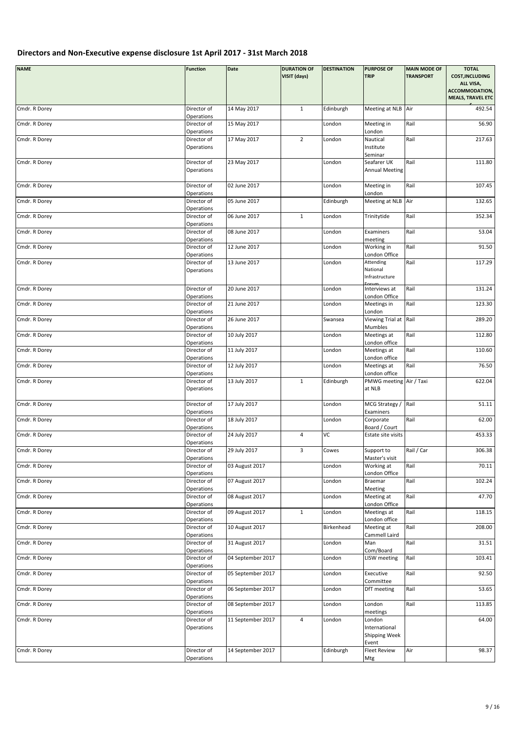# Directors and Non-Executive expense disclosure 1st April 2017 - 31st March 2018

| NAME | Function | Date | DURATION OF VISIT (days) | DESTINATION | PURPOSE OF TRIP | MAIN MODE OF TRANSPORT | TOTAL COST,INCLUDING ALL VISA, ACCOMMODATION, MEALS, TRAVEL ETC £ |
|---|---|---|---|---|---|---|---|
| Cmdr. R Dorey | Director of Operations | 14 May 2017 | 1 | Edinburgh | Meeting at NLB | Air | 492.54 |
| Cmdr. R Dorey | Director of Operations | 15 May 2017 | | London | Meeting in London | Rail | 56.90 |
| Cmdr. R Dorey | Director of Operations | 17 May 2017 | 2 | London | Nautical Institute Seminar | Rail | 217.63 |
| Cmdr. R Dorey | Director of Operations | 23 May 2017 | | London | Seafarer UK Annual Meeting | Rail | 111.80 |
| Cmdr. R Dorey | Director of Operations | 02 June 2017 | | London | Meeting in London | Rail | 107.45 |
| Cmdr. R Dorey | Director of Operations | 05 June 2017 | | Edinburgh | Meeting at NLB | Air | 132.65 |
| Cmdr. R Dorey | Director of Operations | 06 June 2017 | 1 | London | Trinitytide | Rail | 352.34 |
| Cmdr. R Dorey | Director of Operations | 08 June 2017 | | London | Examiners meeting | Rail | 53.04 |
| Cmdr. R Dorey | Director of Operations | 12 June 2017 | | London | Working in London Office | Rail | 91.50 |
| Cmdr. R Dorey | Director of Operations | 13 June 2017 | | London | Attending National Infrastructure Forum | Rail | 117.29 |
| Cmdr. R Dorey | Director of Operations | 20 June 2017 | | London | Interviews at London Office | Rail | 131.24 |
| Cmdr. R Dorey | Director of Operations | 21 June 2017 | | London | Meetings in London | Rail | 123.30 |
| Cmdr. R Dorey | Director of Operations | 26 June 2017 | | Swansea | Viewing Trial at Mumbles | Rail | 289.20 |
| Cmdr. R Dorey | Director of Operations | 10 July 2017 | | London | Meetings at London office | Rail | 112.80 |
| Cmdr. R Dorey | Director of Operations | 11 July 2017 | | London | Meetings at London office | Rail | 110.60 |
| Cmdr. R Dorey | Director of Operations | 12 July 2017 | | London | Meetings at London office | Rail | 76.50 |
| Cmdr. R Dorey | Director of Operations | 13 July 2017 | 1 | Edinburgh | PMWG meeting at NLB | Air / Taxi | 622.04 |
| Cmdr. R Dorey | Director of Operations | 17 July 2017 | | London | MCG Strategy / Examiners | Rail | 51.11 |
| Cmdr. R Dorey | Director of Operations | 18 July 2017 | | London | Corporate Board / Court | Rail | 62.00 |
| Cmdr. R Dorey | Director of Operations | 24 July 2017 | 4 | VC | Estate site visits | | 453.33 |
| Cmdr. R Dorey | Director of Operations | 29 July 2017 | 3 | Cowes | Support to Master's visit | Rail / Car | 306.38 |
| Cmdr. R Dorey | Director of Operations | 03 August 2017 | | London | Working at London Office | Rail | 70.11 |
| Cmdr. R Dorey | Director of Operations | 07 August 2017 | | London | Braemar Meeting | Rail | 102.24 |
| Cmdr. R Dorey | Director of Operations | 08 August 2017 | | London | Meeting at London Office | Rail | 47.70 |
| Cmdr. R Dorey | Director of Operations | 09 August 2017 | 1 | London | Meetings at London office | Rail | 118.15 |
| Cmdr. R Dorey | Director of Operations | 10 August 2017 | | Birkenhead | Meeting at Cammell Laird | Rail | 208.00 |
| Cmdr. R Dorey | Director of Operations | 31 August 2017 | | London | Man Com/Board | Rail | 31.51 |
| Cmdr. R Dorey | Director of Operations | 04 September 2017 | | London | LISW meeting | Rail | 103.41 |
| Cmdr. R Dorey | Director of Operations | 05 September 2017 | | London | Executive Committee | Rail | 92.50 |
| Cmdr. R Dorey | Director of Operations | 06 September 2017 | | London | DfT meeting | Rail | 53.65 |
| Cmdr. R Dorey | Director of Operations | 08 September 2017 | | London | London meetings | Rail | 113.85 |
| Cmdr. R Dorey | Director of Operations | 11 September 2017 | 4 | London | London International Shipping Week Event | | 64.00 |
| Cmdr. R Dorey | Director of Operations | 14 September 2017 | | Edinburgh | Fleet Review Mtg | Air | 98.37 |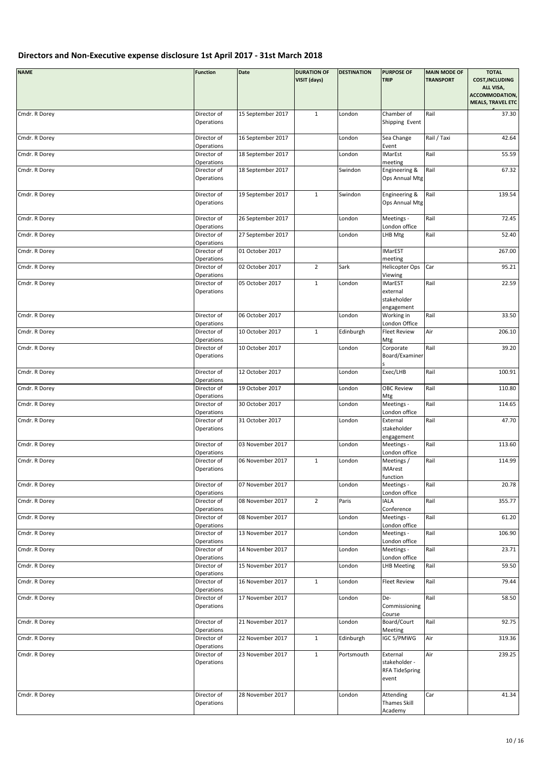## Directors and Non-Executive expense disclosure 1st April 2017 - 31st March 2018

| NAME | Function | Date | DURATION OF VISIT (days) | DESTINATION | PURPOSE OF TRIP | MAIN MODE OF TRANSPORT | TOTAL COST,INCLUDING ALL VISA, ACCOMMODATION, MEALS, TRAVEL ETC £ |
|---|---|---|---|---|---|---|---|
| Cmdr. R Dorey | Director of Operations | 15 September 2017 | 1 | London | Chamber of Shipping Event | Rail | 37.30 |
| Cmdr. R Dorey | Director of Operations | 16 September 2017 | | London | Sea Change Event | Rail / Taxi | 42.64 |
| Cmdr. R Dorey | Director of Operations | 18 September 2017 | | London | IMarEst meeting | Rail | 55.59 |
| Cmdr. R Dorey | Director of Operations | 18 September 2017 | | Swindon | Engineering & Ops Annual Mtg | Rail | 67.32 |
| Cmdr. R Dorey | Director of Operations | 19 September 2017 | 1 | Swindon | Engineering & Ops Annual Mtg | Rail | 139.54 |
| Cmdr. R Dorey | Director of Operations | 26 September 2017 | | London | Meetings - London office | Rail | 72.45 |
| Cmdr. R Dorey | Director of Operations | 27 September 2017 | | London | LHB Mtg | Rail | 52.40 |
| Cmdr. R Dorey | Director of Operations | 01 October 2017 | | | IMarEST meeting | | 267.00 |
| Cmdr. R Dorey | Director of Operations | 02 October 2017 | 2 | Sark | Helicopter Ops Viewing | Car | 95.21 |
| Cmdr. R Dorey | Director of Operations | 05 October 2017 | 1 | London | IMarEST external stakeholder engagement | Rail | 22.59 |
| Cmdr. R Dorey | Director of Operations | 06 October 2017 | | London | Working in London Office | Rail | 33.50 |
| Cmdr. R Dorey | Director of Operations | 10 October 2017 | 1 | Edinburgh | Fleet Review Mtg | Air | 206.10 |
| Cmdr. R Dorey | Director of Operations | 10 October 2017 | | London | Corporate Board/Examiners | Rail | 39.20 |
| Cmdr. R Dorey | Director of Operations | 12 October 2017 | | London | Exec/LHB | Rail | 100.91 |
| Cmdr. R Dorey | Director of Operations | 19 October 2017 | | London | OBC Review Mtg | Rail | 110.80 |
| Cmdr. R Dorey | Director of Operations | 30 October 2017 | | London | Meetings - London office | Rail | 114.65 |
| Cmdr. R Dorey | Director of Operations | 31 October 2017 | | London | External stakeholder engagement | Rail | 47.70 |
| Cmdr. R Dorey | Director of Operations | 03 November 2017 | | London | Meetings - London office | Rail | 113.60 |
| Cmdr. R Dorey | Director of Operations | 06 November 2017 | 1 | London | Meetings / IMArest function | Rail | 114.99 |
| Cmdr. R Dorey | Director of Operations | 07 November 2017 | | London | Meetings - London office | Rail | 20.78 |
| Cmdr. R Dorey | Director of Operations | 08 November 2017 | 2 | Paris | IALA Conference | Rail | 355.77 |
| Cmdr. R Dorey | Director of Operations | 08 November 2017 | | London | Meetings - London office | Rail | 61.20 |
| Cmdr. R Dorey | Director of Operations | 13 November 2017 | | London | Meetings - London office | Rail | 106.90 |
| Cmdr. R Dorey | Director of Operations | 14 November 2017 | | London | Meetings - London office | Rail | 23.71 |
| Cmdr. R Dorey | Director of Operations | 15 November 2017 | | London | LHB Meeting | Rail | 59.50 |
| Cmdr. R Dorey | Director of Operations | 16 November 2017 | 1 | London | Fleet Review | Rail | 79.44 |
| Cmdr. R Dorey | Director of Operations | 17 November 2017 | | London | De-Commissioning Course | Rail | 58.50 |
| Cmdr. R Dorey | Director of Operations | 21 November 2017 | | London | Board/Court Meeting | Rail | 92.75 |
| Cmdr. R Dorey | Director of Operations | 22 November 2017 | 1 | Edinburgh | IGC 5/PMWG | Air | 319.36 |
| Cmdr. R Dorey | Director of Operations | 23 November 2017 | 1 | Portsmouth | External stakeholder - RFA TideSpring event | Air | 239.25 |
| Cmdr. R Dorey | Director of Operations | 28 November 2017 | | London | Attending Thames Skill Academy | Car | 41.34 |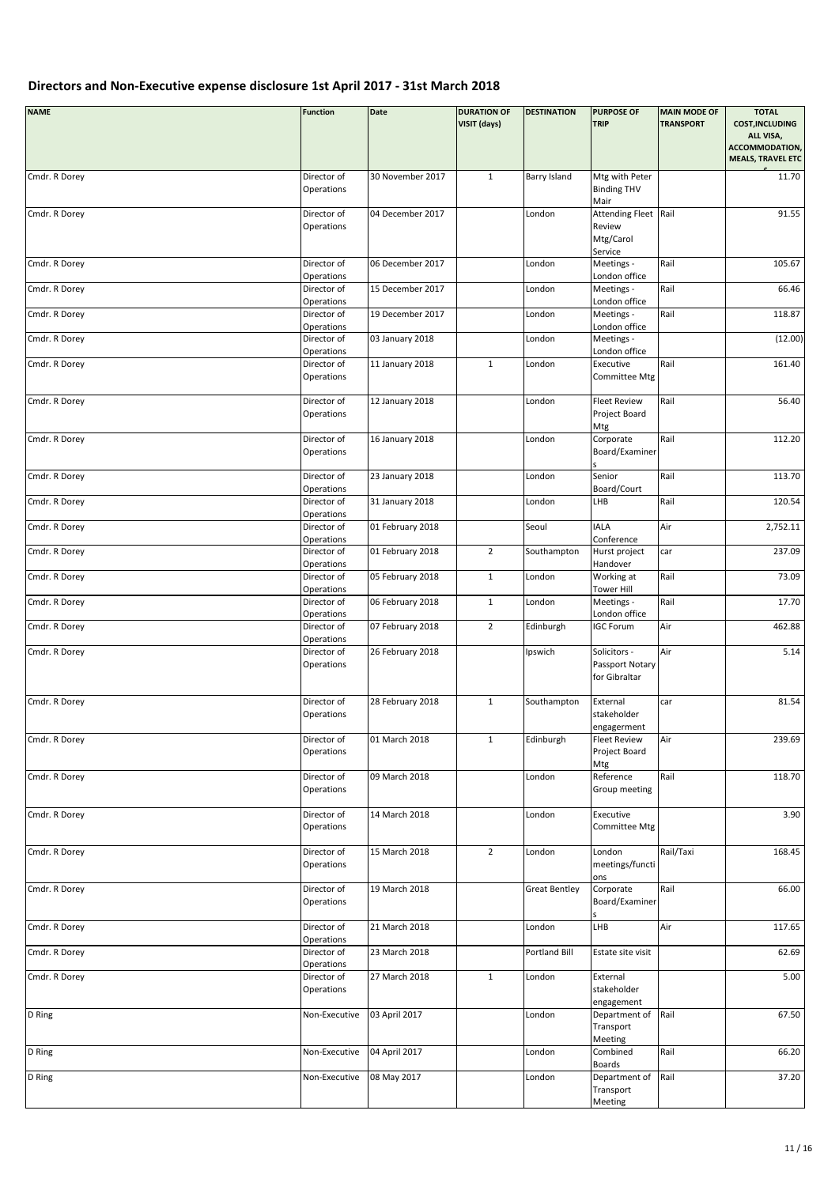## Directors and Non-Executive expense disclosure 1st April 2017 - 31st March 2018

| NAME | Function | Date | DURATION OF VISIT (days) | DESTINATION | PURPOSE OF TRIP | MAIN MODE OF TRANSPORT | TOTAL COST,INCLUDING ALL VISA, ACCOMMODATION, MEALS, TRAVEL ETC £ |
|---|---|---|---|---|---|---|---|
| Cmdr. R Dorey | Director of Operations | 30 November 2017 | 1 | Barry Island | Mtg with Peter Binding THV Mair | | 11.70 |
| Cmdr. R Dorey | Director of Operations | 04 December 2017 | | London | Attending Fleet Review Mtg/Carol Service | Rail | 91.55 |
| Cmdr. R Dorey | Director of Operations | 06 December 2017 | | London | Meetings - London office | Rail | 105.67 |
| Cmdr. R Dorey | Director of Operations | 15 December 2017 | | London | Meetings - London office | Rail | 66.46 |
| Cmdr. R Dorey | Director of Operations | 19 December 2017 | | London | Meetings - London office | Rail | 118.87 |
| Cmdr. R Dorey | Director of Operations | 03 January 2018 | | London | Meetings - London office | | (12.00) |
| Cmdr. R Dorey | Director of Operations | 11 January 2018 | 1 | London | Executive Committee Mtg | Rail | 161.40 |
| Cmdr. R Dorey | Director of Operations | 12 January 2018 | | London | Fleet Review Project Board Mtg | Rail | 56.40 |
| Cmdr. R Dorey | Director of Operations | 16 January 2018 | | London | Corporate Board/Examiners | Rail | 112.20 |
| Cmdr. R Dorey | Director of Operations | 23 January 2018 | | London | Senior Board/Court | Rail | 113.70 |
| Cmdr. R Dorey | Director of Operations | 31 January 2018 | | London | LHB | Rail | 120.54 |
| Cmdr. R Dorey | Director of Operations | 01 February 2018 | | Seoul | IALA Conference | Air | 2,752.11 |
| Cmdr. R Dorey | Director of Operations | 01 February 2018 | 2 | Southampton | Hurst project Handover | car | 237.09 |
| Cmdr. R Dorey | Director of Operations | 05 February 2018 | 1 | London | Working at Tower Hill | Rail | 73.09 |
| Cmdr. R Dorey | Director of Operations | 06 February 2018 | 1 | London | Meetings - London office | Rail | 17.70 |
| Cmdr. R Dorey | Director of Operations | 07 February 2018 | 2 | Edinburgh | IGC Forum | Air | 462.88 |
| Cmdr. R Dorey | Director of Operations | 26 February 2018 | | Ipswich | Solicitors - Passport Notary for Gibraltar | Air | 5.14 |
| Cmdr. R Dorey | Director of Operations | 28 February 2018 | 1 | Southampton | External stakeholder engagerment | car | 81.54 |
| Cmdr. R Dorey | Director of Operations | 01 March 2018 | 1 | Edinburgh | Fleet Review Project Board Mtg | Air | 239.69 |
| Cmdr. R Dorey | Director of Operations | 09 March 2018 | | London | Reference Group meeting | Rail | 118.70 |
| Cmdr. R Dorey | Director of Operations | 14 March 2018 | | London | Executive Committee Mtg | | 3.90 |
| Cmdr. R Dorey | Director of Operations | 15 March 2018 | 2 | London | London meetings/functions | Rail/Taxi | 168.45 |
| Cmdr. R Dorey | Director of Operations | 19 March 2018 | | Great Bentley | Corporate Board/Examiners | Rail | 66.00 |
| Cmdr. R Dorey | Director of Operations | 21 March 2018 | | London | LHB | Air | 117.65 |
| Cmdr. R Dorey | Director of Operations | 23 March 2018 | | Portland Bill | Estate site visit | | 62.69 |
| Cmdr. R Dorey | Director of Operations | 27 March 2018 | 1 | London | External stakeholder engagement | | 5.00 |
| D Ring | Non-Executive | 03 April 2017 | | London | Department of Transport Meeting | Rail | 67.50 |
| D Ring | Non-Executive | 04 April 2017 | | London | Combined Boards | Rail | 66.20 |
| D Ring | Non-Executive | 08 May 2017 | | London | Department of Transport Meeting | Rail | 37.20 |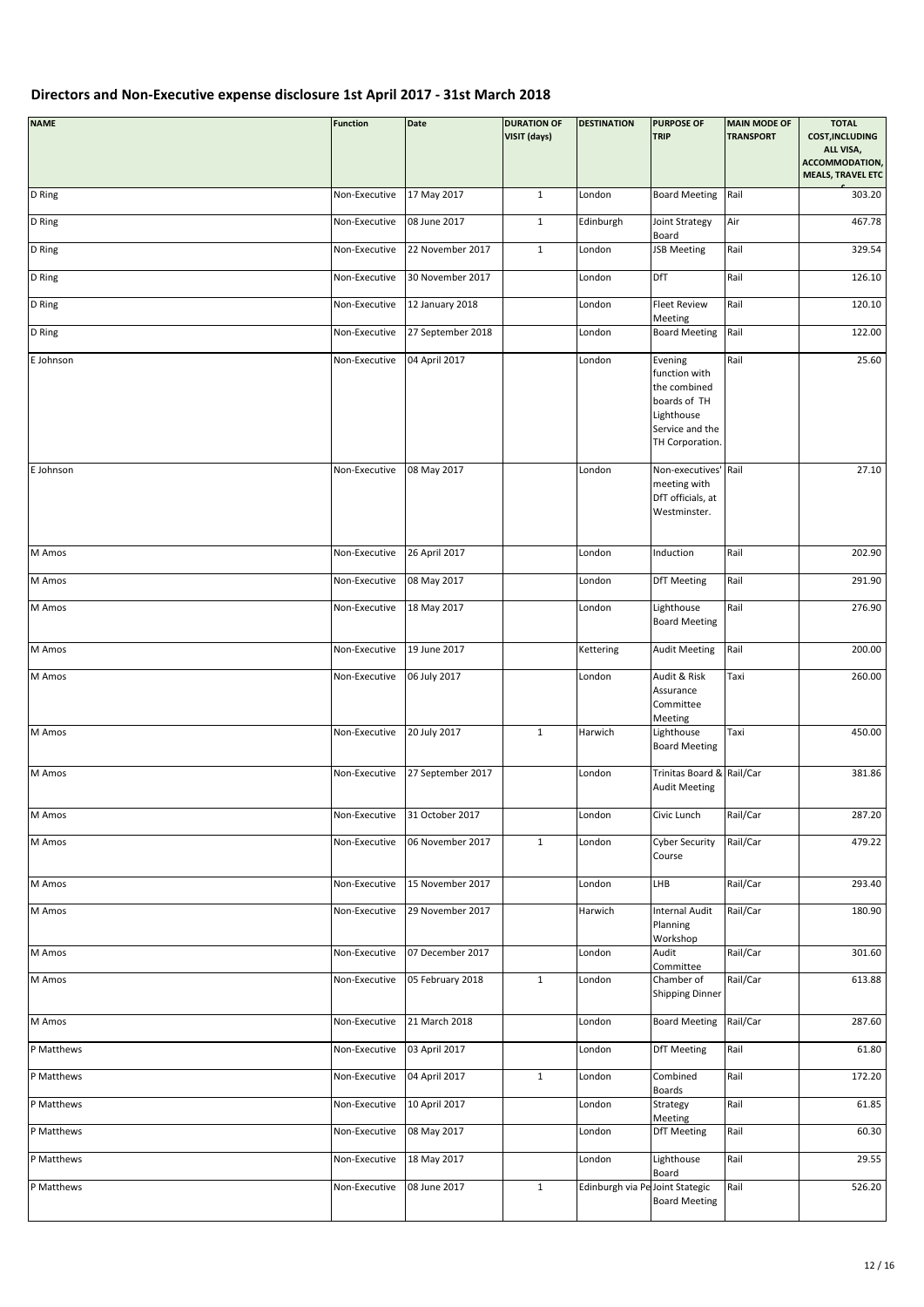## Directors and Non-Executive expense disclosure 1st April 2017 - 31st March 2018

| NAME | Function | Date | DURATION OF VISIT (days) | DESTINATION | PURPOSE OF TRIP | MAIN MODE OF TRANSPORT | TOTAL COST,INCLUDING ALL VISA, ACCOMMODATION, MEALS, TRAVEL ETC £ |
|---|---|---|---|---|---|---|---|
| D Ring | Non-Executive | 17 May 2017 | 1 | London | Board Meeting | Rail | 303.20 |
| D Ring | Non-Executive | 08 June 2017 | 1 | Edinburgh | Joint Strategy Board | Air | 467.78 |
| D Ring | Non-Executive | 22 November 2017 | 1 | London | JSB Meeting | Rail | 329.54 |
| D Ring | Non-Executive | 30 November 2017 | | London | DfT | Rail | 126.10 |
| D Ring | Non-Executive | 12 January 2018 | | London | Fleet Review Meeting | Rail | 120.10 |
| D Ring | Non-Executive | 27 September 2018 | | London | Board Meeting | Rail | 122.00 |
| E Johnson | Non-Executive | 04 April 2017 | | London | Evening function with the combined boards of TH Lighthouse Service and the TH Corporation. | Rail | 25.60 |
| E Johnson | Non-Executive | 08 May 2017 | | London | Non-executives' meeting with DfT officials, at Westminster. | Rail | 27.10 |
| M Amos | Non-Executive | 26 April 2017 | | London | Induction | Rail | 202.90 |
| M Amos | Non-Executive | 08 May 2017 | | London | DfT Meeting | Rail | 291.90 |
| M Amos | Non-Executive | 18 May 2017 | | London | Lighthouse Board Meeting | Rail | 276.90 |
| M Amos | Non-Executive | 19 June 2017 | | Kettering | Audit Meeting | Rail | 200.00 |
| M Amos | Non-Executive | 06 July 2017 | | London | Audit & Risk Assurance Committee Meeting | Taxi | 260.00 |
| M Amos | Non-Executive | 20 July 2017 | 1 | Harwich | Lighthouse Board Meeting | Taxi | 450.00 |
| M Amos | Non-Executive | 27 September 2017 | | London | Trinitas Board & Audit Meeting | Rail/Car | 381.86 |
| M Amos | Non-Executive | 31 October 2017 | | London | Civic Lunch | Rail/Car | 287.20 |
| M Amos | Non-Executive | 06 November 2017 | 1 | London | Cyber Security Course | Rail/Car | 479.22 |
| M Amos | Non-Executive | 15 November 2017 | | London | LHB | Rail/Car | 293.40 |
| M Amos | Non-Executive | 29 November 2017 | | Harwich | Internal Audit Planning Workshop | Rail/Car | 180.90 |
| M Amos | Non-Executive | 07 December 2017 | | London | Audit Committee | Rail/Car | 301.60 |
| M Amos | Non-Executive | 05 February 2018 | 1 | London | Chamber of Shipping Dinner | Rail/Car | 613.88 |
| M Amos | Non-Executive | 21 March 2018 | | London | Board Meeting | Rail/Car | 287.60 |
| P Matthews | Non-Executive | 03 April 2017 | | London | DfT Meeting | Rail | 61.80 |
| P Matthews | Non-Executive | 04 April 2017 | 1 | London | Combined Boards | Rail | 172.20 |
| P Matthews | Non-Executive | 10 April 2017 | | London | Strategy Meeting | Rail | 61.85 |
| P Matthews | Non-Executive | 08 May 2017 | | London | DfT Meeting | Rail | 60.30 |
| P Matthews | Non-Executive | 18 May 2017 | | London | Lighthouse Board | Rail | 29.55 |
| P Matthews | Non-Executive | 08 June 2017 | 1 | Edinburgh via Pe | Joint Stategic Board Meeting | Rail | 526.20 |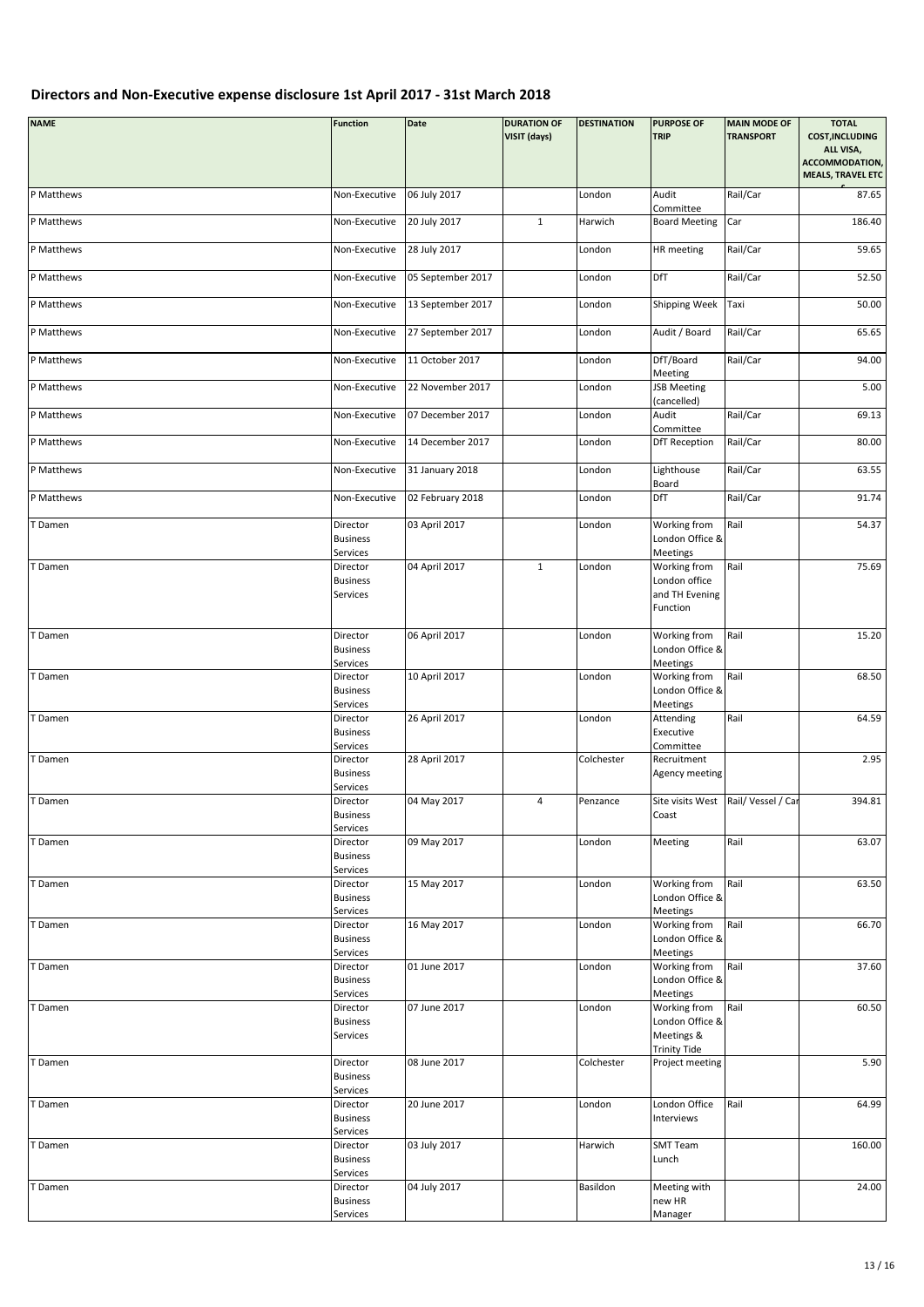## Directors and Non-Executive expense disclosure 1st April 2017 - 31st March 2018

| NAME | Function | Date | DURATION OF VISIT (days) | DESTINATION | PURPOSE OF TRIP | MAIN MODE OF TRANSPORT | TOTAL COST,INCLUDING ALL VISA, ACCOMMODATION, MEALS, TRAVEL ETC £ |
|---|---|---|---|---|---|---|---|
| P Matthews | Non-Executive | 06 July 2017 | | London | Audit Committee | Rail/Car | 87.65 |
| P Matthews | Non-Executive | 20 July 2017 | 1 | Harwich | Board Meeting | Car | 186.40 |
| P Matthews | Non-Executive | 28 July 2017 | | London | HR meeting | Rail/Car | 59.65 |
| P Matthews | Non-Executive | 05 September 2017 | | London | DfT | Rail/Car | 52.50 |
| P Matthews | Non-Executive | 13 September 2017 | | London | Shipping Week | Taxi | 50.00 |
| P Matthews | Non-Executive | 27 September 2017 | | London | Audit / Board | Rail/Car | 65.65 |
| P Matthews | Non-Executive | 11 October 2017 | | London | DfT/Board Meeting | Rail/Car | 94.00 |
| P Matthews | Non-Executive | 22 November 2017 | | London | JSB Meeting (cancelled) | | 5.00 |
| P Matthews | Non-Executive | 07 December 2017 | | London | Audit Committee | Rail/Car | 69.13 |
| P Matthews | Non-Executive | 14 December 2017 | | London | DfT Reception | Rail/Car | 80.00 |
| P Matthews | Non-Executive | 31 January 2018 | | London | Lighthouse Board | Rail/Car | 63.55 |
| P Matthews | Non-Executive | 02 February 2018 | | London | DfT | Rail/Car | 91.74 |
| T Damen | Director Business Services | 03 April 2017 | | London | Working from London Office & Meetings | Rail | 54.37 |
| T Damen | Director Business Services | 04 April 2017 | 1 | London | Working from London office and TH Evening Function | Rail | 75.69 |
| T Damen | Director Business Services | 06 April 2017 | | London | Working from London Office & Meetings | Rail | 15.20 |
| T Damen | Director Business Services | 10 April 2017 | | London | Working from London Office & Meetings | Rail | 68.50 |
| T Damen | Director Business Services | 26 April 2017 | | London | Attending Executive Committee | Rail | 64.59 |
| T Damen | Director Business Services | 28 April 2017 | | Colchester | Recruitment Agency meeting | | 2.95 |
| T Damen | Director Business Services | 04 May 2017 | 4 | Penzance | Site visits West Coast | Rail/ Vessel / Car | 394.81 |
| T Damen | Director Business Services | 09 May 2017 | | London | Meeting | Rail | 63.07 |
| T Damen | Director Business Services | 15 May 2017 | | London | Working from London Office & Meetings | Rail | 63.50 |
| T Damen | Director Business Services | 16 May 2017 | | London | Working from London Office & Meetings | Rail | 66.70 |
| T Damen | Director Business Services | 01 June 2017 | | London | Working from London Office & Meetings | Rail | 37.60 |
| T Damen | Director Business Services | 07 June 2017 | | London | Working from London Office & Meetings & Trinity Tide | Rail | 60.50 |
| T Damen | Director Business Services | 08 June 2017 | | Colchester | Project meeting | | 5.90 |
| T Damen | Director Business Services | 20 June 2017 | | London | London Office Interviews | Rail | 64.99 |
| T Damen | Director Business Services | 03 July 2017 | | Harwich | SMT Team Lunch | | 160.00 |
| T Damen | Director Business Services | 04 July 2017 | | Basildon | Meeting with new HR Manager | | 24.00 |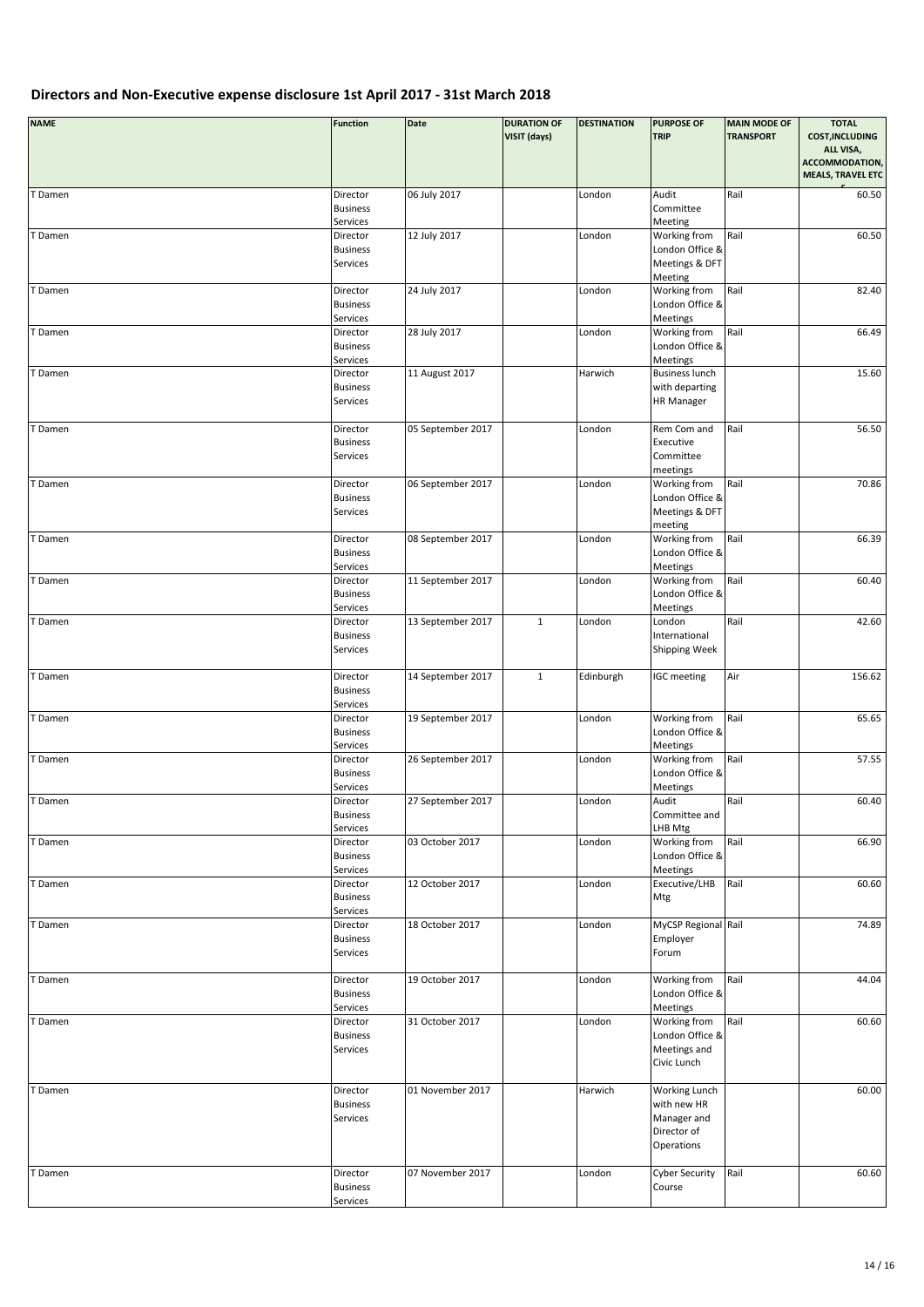## Directors and Non-Executive expense disclosure 1st April 2017 - 31st March 2018

| NAME | Function | Date | DURATION OF VISIT (days) | DESTINATION | PURPOSE OF TRIP | MAIN MODE OF TRANSPORT | TOTAL COST,INCLUDING ALL VISA, ACCOMMODATION, MEALS, TRAVEL ETC £ |
|---|---|---|---|---|---|---|---|
| T Damen | Director Business Services | 06 July 2017 | | London | Audit Committee Meeting | Rail | 60.50 |
| T Damen | Director Business Services | 12 July 2017 | | London | Working from London Office & Meetings & DFT Meeting | Rail | 60.50 |
| T Damen | Director Business Services | 24 July 2017 | | London | Working from London Office & Meetings | Rail | 82.40 |
| T Damen | Director Business Services | 28 July 2017 | | London | Working from London Office & Meetings | Rail | 66.49 |
| T Damen | Director Business Services | 11 August 2017 | | Harwich | Business lunch with departing HR Manager | | 15.60 |
| T Damen | Director Business Services | 05 September 2017 | | London | Rem Com and Executive Committee meetings | Rail | 56.50 |
| T Damen | Director Business Services | 06 September 2017 | | London | Working from London Office & Meetings & DFT meeting | Rail | 70.86 |
| T Damen | Director Business Services | 08 September 2017 | | London | Working from London Office & Meetings | Rail | 66.39 |
| T Damen | Director Business Services | 11 September 2017 | | London | Working from London Office & Meetings | Rail | 60.40 |
| T Damen | Director Business Services | 13 September 2017 | 1 | London | London International Shipping Week | Rail | 42.60 |
| T Damen | Director Business Services | 14 September 2017 | 1 | Edinburgh | IGC meeting | Air | 156.62 |
| T Damen | Director Business Services | 19 September 2017 | | London | Working from London Office & Meetings | Rail | 65.65 |
| T Damen | Director Business Services | 26 September 2017 | | London | Working from London Office & Meetings | Rail | 57.55 |
| T Damen | Director Business Services | 27 September 2017 | | London | Audit Committee and LHB Mtg | Rail | 60.40 |
| T Damen | Director Business Services | 03 October 2017 | | London | Working from London Office & Meetings | Rail | 66.90 |
| T Damen | Director Business Services | 12 October 2017 | | London | Executive/LHB Mtg | Rail | 60.60 |
| T Damen | Director Business Services | 18 October 2017 | | London | MyCSP Regional Employer Forum | Rail | 74.89 |
| T Damen | Director Business Services | 19 October 2017 | | London | Working from London Office & Meetings | Rail | 44.04 |
| T Damen | Director Business Services | 31 October 2017 | | London | Working from London Office & Meetings and Civic Lunch | Rail | 60.60 |
| T Damen | Director Business Services | 01 November 2017 | | Harwich | Working Lunch with new HR Manager and Director of Operations | | 60.00 |
| T Damen | Director Business Services | 07 November 2017 | | London | Cyber Security Course | Rail | 60.60 |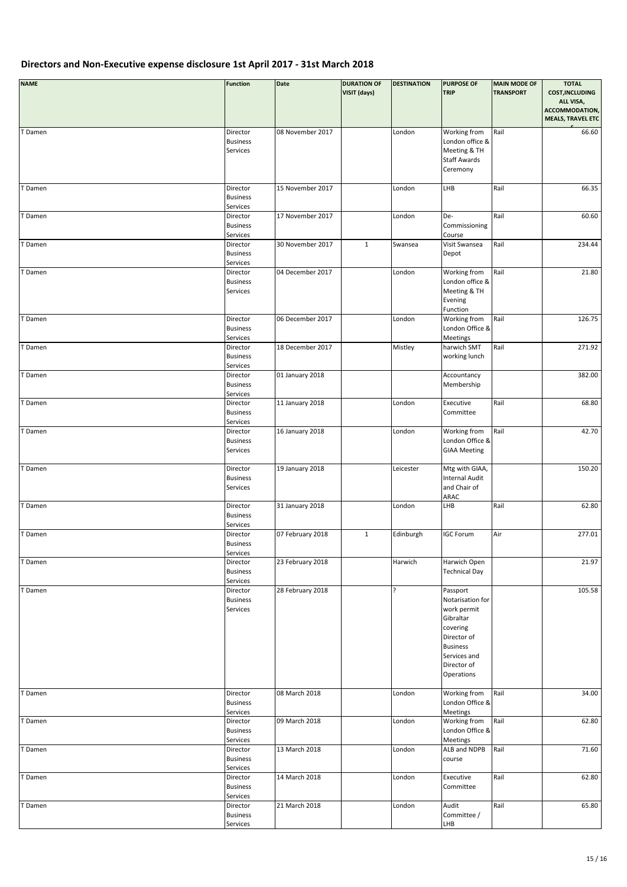# Directors and Non-Executive expense disclosure 1st April 2017 - 31st March 2018

| NAME | Function | Date | DURATION OF VISIT (days) | DESTINATION | PURPOSE OF TRIP | MAIN MODE OF TRANSPORT | TOTAL COST,INCLUDING ALL VISA, ACCOMMODATION, MEALS, TRAVEL ETC £ |
|---|---|---|---|---|---|---|---|
| T Damen | Director Business Services | 08 November 2017 | | London | Working from London office & Meeting & TH Staff Awards Ceremony | Rail | 66.60 |
| T Damen | Director Business Services | 15 November 2017 | | London | LHB | Rail | 66.35 |
| T Damen | Director Business Services | 17 November 2017 | | London | De-Commissioning Course | Rail | 60.60 |
| T Damen | Director Business Services | 30 November 2017 | 1 | Swansea | Visit Swansea Depot | Rail | 234.44 |
| T Damen | Director Business Services | 04 December 2017 | | London | Working from London office & Meeting & TH Evening Function | Rail | 21.80 |
| T Damen | Director Business Services | 06 December 2017 | | London | Working from London Office & Meetings | Rail | 126.75 |
| T Damen | Director Business Services | 18 December 2017 | | Mistley | harwich SMT working lunch | Rail | 271.92 |
| T Damen | Director Business Services | 01 January 2018 | | | Accountancy Membership | | 382.00 |
| T Damen | Director Business Services | 11 January 2018 | | London | Executive Committee | Rail | 68.80 |
| T Damen | Director Business Services | 16 January 2018 | | London | Working from London Office & GIAA Meeting | Rail | 42.70 |
| T Damen | Director Business Services | 19 January 2018 | | Leicester | Mtg with GIAA, Internal Audit and Chair of ARAC | | 150.20 |
| T Damen | Director Business Services | 31 January 2018 | | London | LHB | Rail | 62.80 |
| T Damen | Director Business Services | 07 February 2018 | 1 | Edinburgh | IGC Forum | Air | 277.01 |
| T Damen | Director Business Services | 23 February 2018 | | Harwich | Harwich Open Technical Day | | 21.97 |
| T Damen | Director Business Services | 28 February 2018 | | ? | Passport Notarisation for work permit Gibraltar covering Director of Business Services and Director of Operations | | 105.58 |
| T Damen | Director Business Services | 08 March 2018 | | London | Working from London Office & Meetings | Rail | 34.00 |
| T Damen | Director Business Services | 09 March 2018 | | London | Working from London Office & Meetings | Rail | 62.80 |
| T Damen | Director Business Services | 13 March 2018 | | London | ALB and NDPB course | Rail | 71.60 |
| T Damen | Director Business Services | 14 March 2018 | | London | Executive Committee | Rail | 62.80 |
| T Damen | Director Business Services | 21 March 2018 | | London | Audit Committee / LHB | Rail | 65.80 |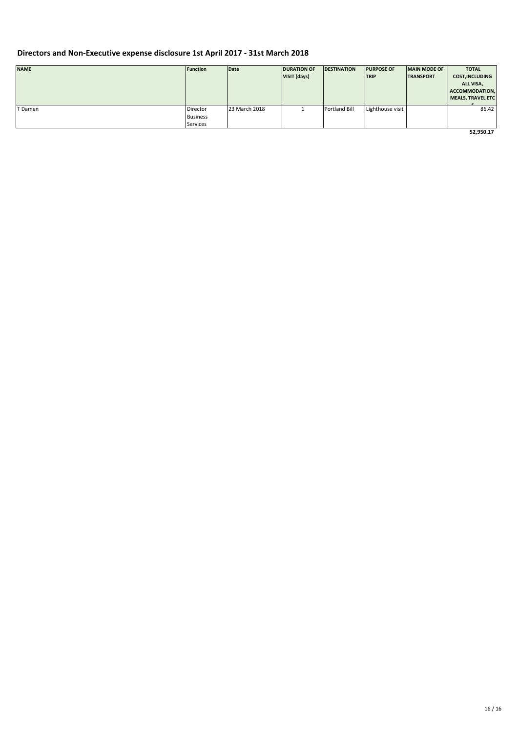## Directors and Non-Executive expense disclosure 1st April 2017 - 31st March 2018

| NAME | Function | Date | DURATION OF VISIT (days) | DESTINATION | PURPOSE OF TRIP | MAIN MODE OF TRANSPORT | TOTAL COST,INCLUDING ALL VISA, ACCOMMODATION, MEALS, TRAVEL ETC £ |
|---|---|---|---|---|---|---|---|
| T Damen | Director Business Services | 23 March 2018 | 1 | Portland Bill | Lighthouse visit | | 86.42 |
| | | | | | | | **52,950.17** |